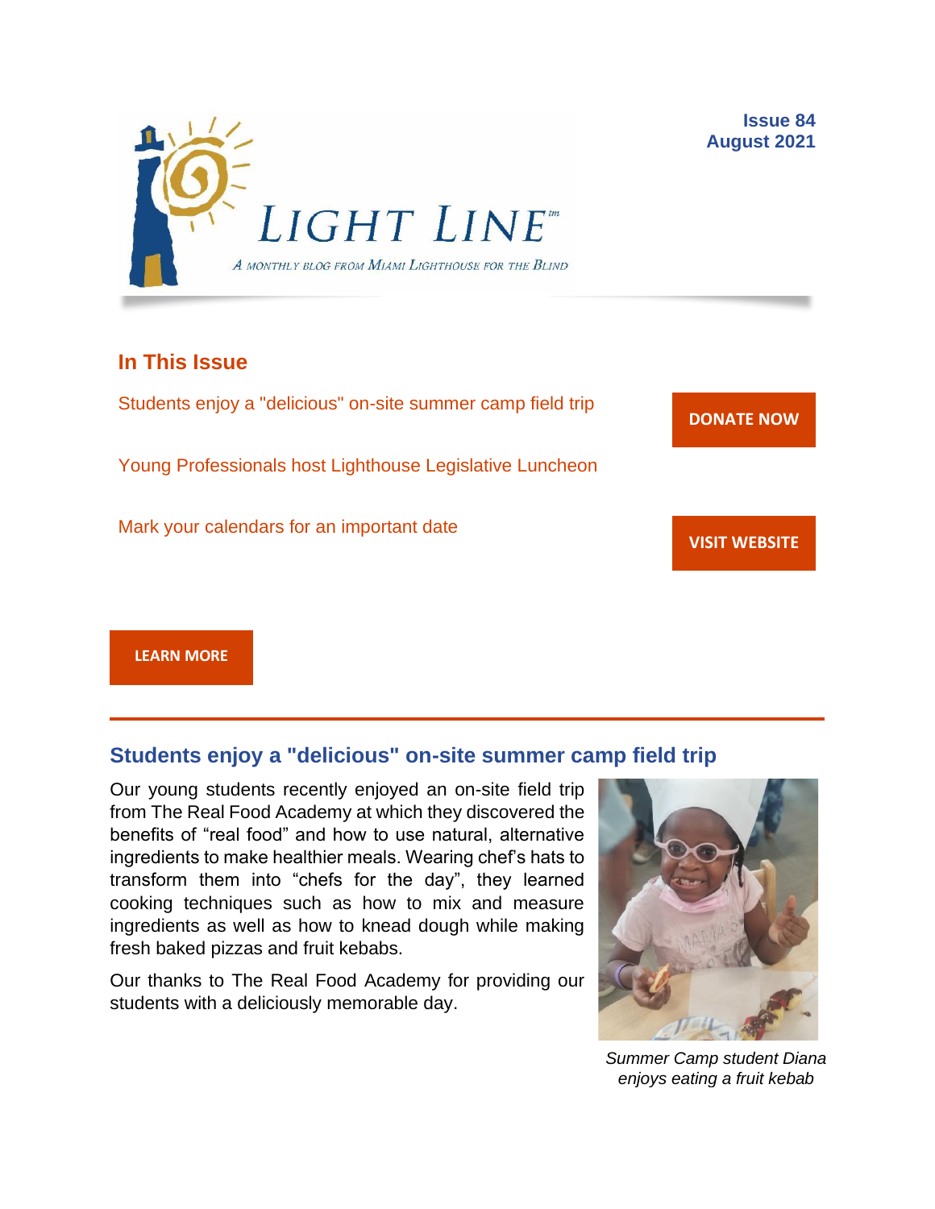# LIGHT LINE™

*A monthly blog from Miami Lighthouse for the Blind*

**Issue 84**
**August 2021**

## In This Issue

Students enjoy a "delicious" on-site summer camp field trip

Young Professionals host Lighthouse Legislative Luncheon

Mark your calendars for an important date

**DONATE NOW**

**VISIT WEBSITE**

**LEARN MORE**

---

## Students enjoy a "delicious" on-site summer camp field trip

Our young students recently enjoyed an on-site field trip from The Real Food Academy at which they discovered the benefits of "real food" and how to use natural, alternative ingredients to make healthier meals. Wearing chef's hats to transform them into "chefs for the day", they learned cooking techniques such as how to mix and measure ingredients as well as how to knead dough while making fresh baked pizzas and fruit kebabs.

Our thanks to The Real Food Academy for providing our students with a deliciously memorable day.

*Summer Camp student Diana enjoys eating a fruit kebab*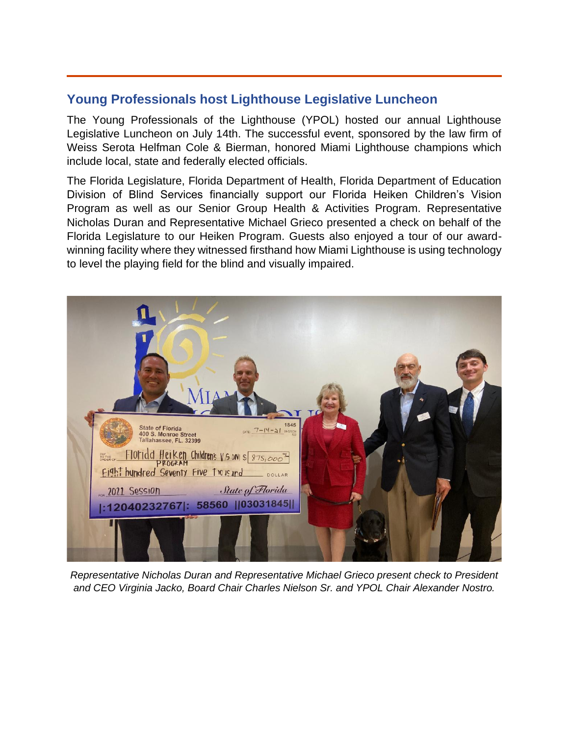## Young Professionals host Lighthouse Legislative Luncheon

The Young Professionals of the Lighthouse (YPOL) hosted our annual Lighthouse Legislative Luncheon on July 14th. The successful event, sponsored by the law firm of Weiss Serota Helfman Cole & Bierman, honored Miami Lighthouse champions which include local, state and federally elected officials.

The Florida Legislature, Florida Department of Health, Florida Department of Education Division of Blind Services financially support our Florida Heiken Children's Vision Program as well as our Senior Group Health & Activities Program. Representative Nicholas Duran and Representative Michael Grieco presented a check on behalf of the Florida Legislature to our Heiken Program. Guests also enjoyed a tour of our award-winning facility where they witnessed firsthand how Miami Lighthouse is using technology to level the playing field for the blind and visually impaired.

*Representative Nicholas Duran and Representative Michael Grieco present check to President and CEO Virginia Jacko, Board Chair Charles Nielson Sr. and YPOL Chair Alexander Nostro.*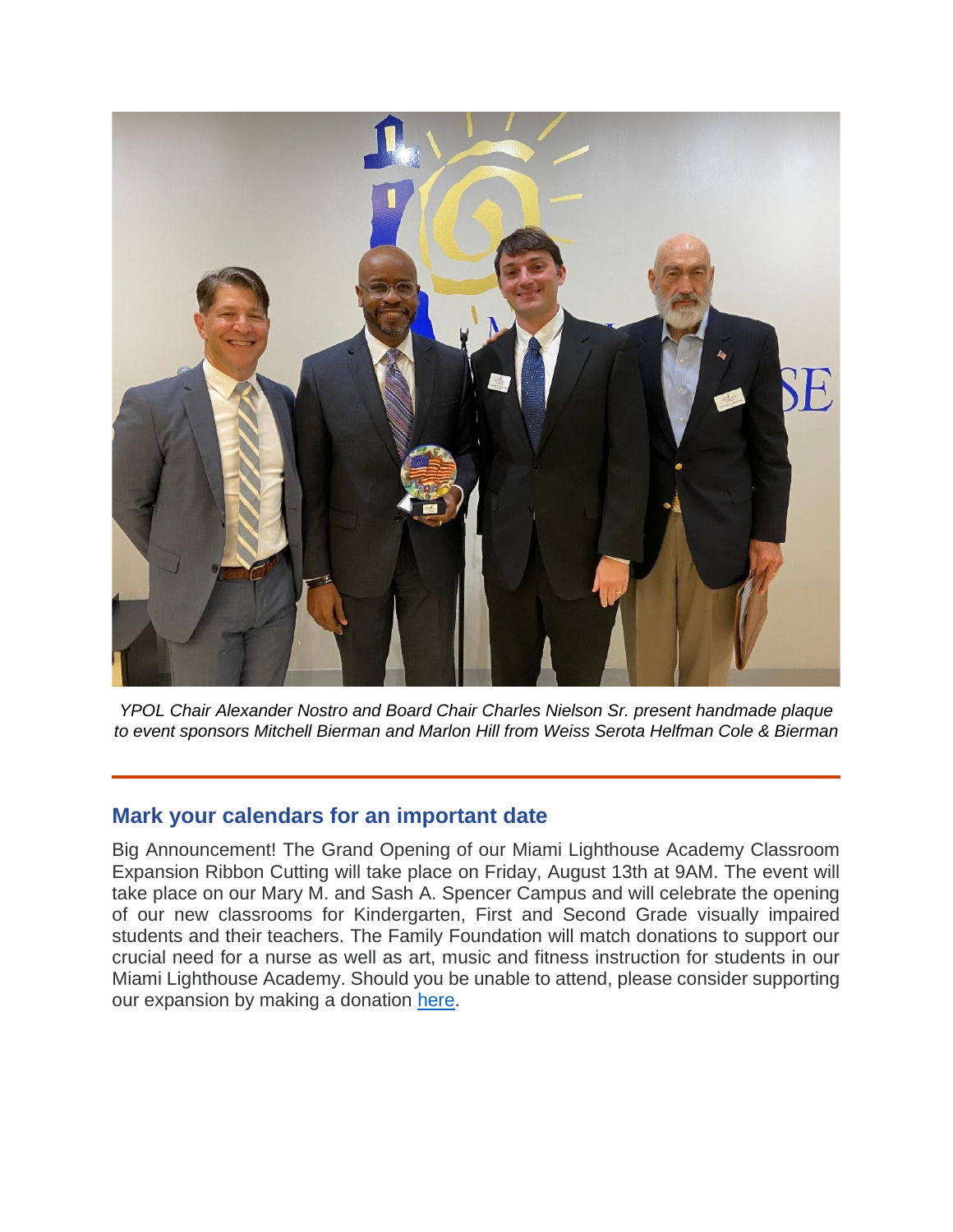*YPOL Chair Alexander Nostro and Board Chair Charles Nielson Sr. present handmade plaque to event sponsors Mitchell Bierman and Marlon Hill from Weiss Serota Helfman Cole & Bierman*

---

## Mark your calendars for an important date

Big Announcement! The Grand Opening of our Miami Lighthouse Academy Classroom Expansion Ribbon Cutting will take place on Friday, August 13th at 9AM. The event will take place on our Mary M. and Sash A. Spencer Campus and will celebrate the opening of our new classrooms for Kindergarten, First and Second Grade visually impaired students and their teachers. The Family Foundation will match donations to support our crucial need for a nurse as well as art, music and fitness instruction for students in our Miami Lighthouse Academy. Should you be unable to attend, please consider supporting our expansion by making a donation here.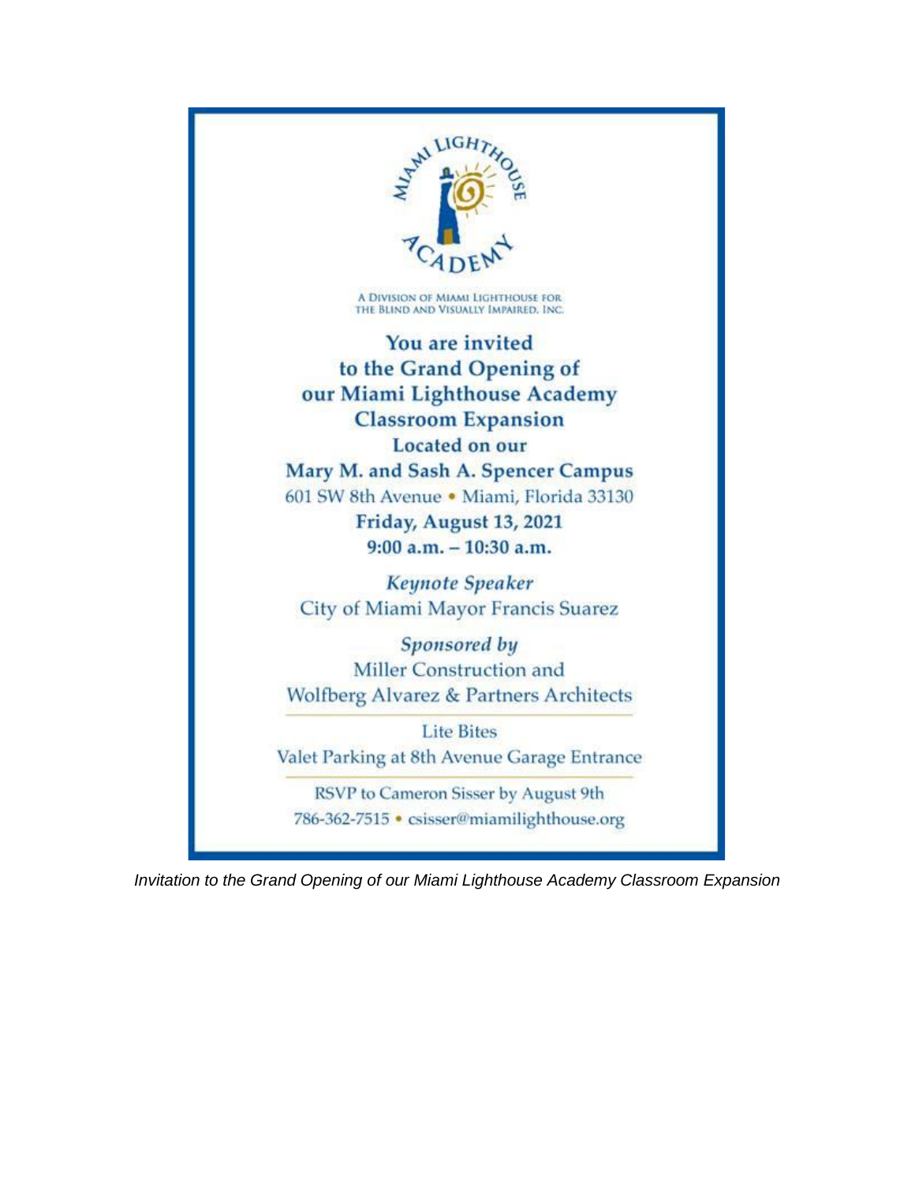MIAMI LIGHTHOUSE ACADEMY

A DIVISION OF MIAMI LIGHTHOUSE FOR THE BLIND AND VISUALLY IMPAIRED, INC.

**You are invited to the Grand Opening of our Miami Lighthouse Academy Classroom Expansion**

**Located on our**

**Mary M. and Sash A. Spencer Campus**

601 SW 8th Avenue • Miami, Florida 33130

**Friday, August 13, 2021**

**9:00 a.m. – 10:30 a.m.**

***Keynote Speaker***

City of Miami Mayor Francis Suarez

***Sponsored by***

Miller Construction and Wolfberg Alvarez & Partners Architects

---

Lite Bites

Valet Parking at 8th Avenue Garage Entrance

---

RSVP to Cameron Sisser by August 9th

786-362-7515 • csisser@miamilighthouse.org

*Invitation to the Grand Opening of our Miami Lighthouse Academy Classroom Expansion*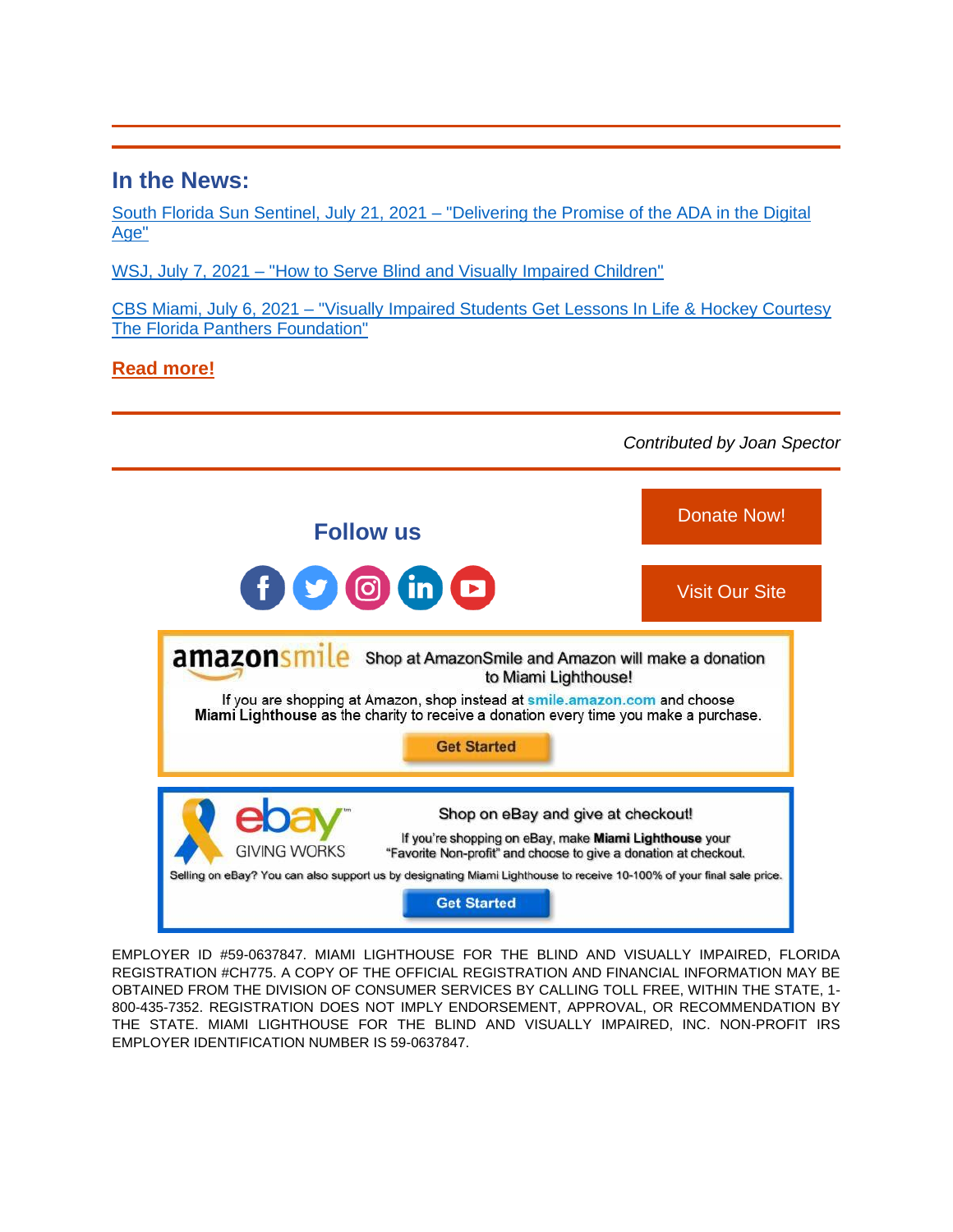## In the News:

South Florida Sun Sentinel, July 21, 2021 – "Delivering the Promise of the ADA in the Digital Age"

WSJ, July 7, 2021 – "How to Serve Blind and Visually Impaired Children"

CBS Miami, July 6, 2021 – "Visually Impaired Students Get Lessons In Life & Hockey Courtesy The Florida Panthers Foundation"

**Read more!**

*Contributed by Joan Spector*

**Follow us**

Donate Now!

Visit Our Site

amazonsmile Shop at AmazonSmile and Amazon will make a donation to Miami Lighthouse!

If you are shopping at Amazon, shop instead at smile.amazon.com and choose **Miami Lighthouse** as the charity to receive a donation every time you make a purchase.

Get Started

ebay GIVING WORKS

Shop on eBay and give at checkout!

If you're shopping on eBay, make **Miami Lighthouse** your "Favorite Non-profit" and choose to give a donation at checkout.

Selling on eBay? You can also support us by designating Miami Lighthouse to receive 10-100% of your final sale price.

Get Started

EMPLOYER ID #59-0637847. MIAMI LIGHTHOUSE FOR THE BLIND AND VISUALLY IMPAIRED, FLORIDA REGISTRATION #CH775. A COPY OF THE OFFICIAL REGISTRATION AND FINANCIAL INFORMATION MAY BE OBTAINED FROM THE DIVISION OF CONSUMER SERVICES BY CALLING TOLL FREE, WITHIN THE STATE, 1-800-435-7352. REGISTRATION DOES NOT IMPLY ENDORSEMENT, APPROVAL, OR RECOMMENDATION BY THE STATE. MIAMI LIGHTHOUSE FOR THE BLIND AND VISUALLY IMPAIRED, INC. NON-PROFIT IRS EMPLOYER IDENTIFICATION NUMBER IS 59-0637847.